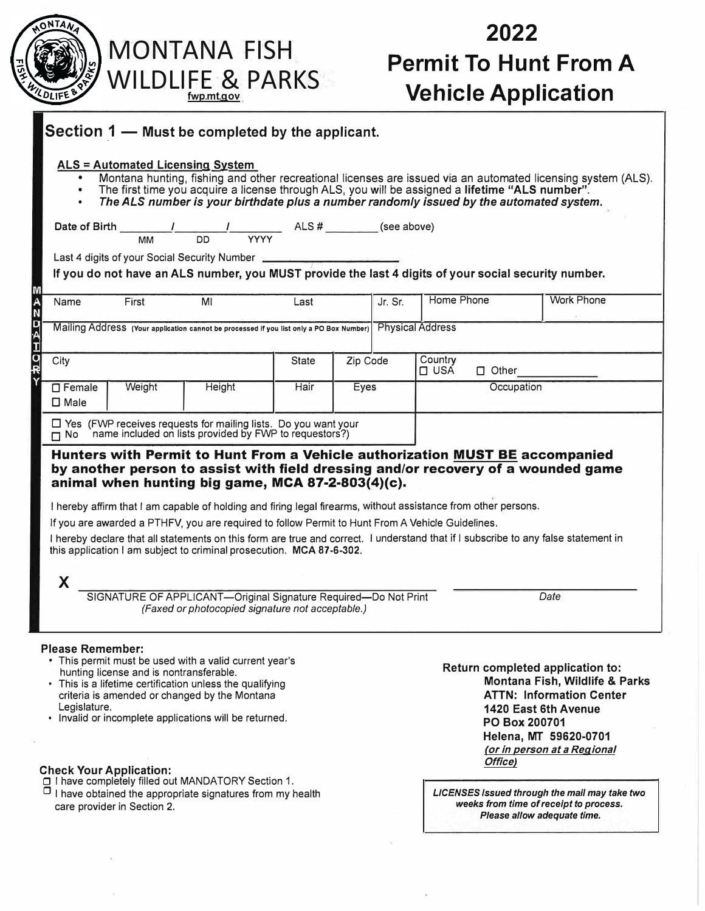# MONTANA FISH WILDLIFE & PARKS

fwp.mt.gov

# 2022 Permit To Hunt From A Vehicle Application

## Section 1 — Must be completed by the applicant.

**ALS = Automated Licensing System**

- Montana hunting, fishing and other recreational licenses are issued via an automated licensing system (ALS).
- The first time you acquire a license through ALS, you will be assigned a **lifetime "ALS number"**.
- ***The ALS number is your birthdate plus a number randomly issued by the automated system.***

Date of Birth ______ / ______ / ______ (MM DD YYYY) ALS # ________ (see above)

Last 4 digits of your Social Security Number ____________

**If you do not have an ALS number, you MUST provide the last 4 digits of your social security number.**

MANDATORY

| Name First | MI | Last | | Jr. Sr. | Home Phone | Work Phone |
|---|---|---|---|---|---|---|
| Mailing Address (Your application cannot be processed if you list only a PO Box Number) | | | | Physical Address | | |
| City | | State | Zip Code | | Country ☐ USA ☐ Other ________ | |
| ☐ Female ☐ Male | Weight | Height | Hair | Eyes | Occupation | |

☐ Yes (FWP receives requests for mailing lists. Do you want your
☐ No name included on lists provided by FWP to requestors?)

**Hunters with Permit to Hunt From a Vehicle authorization MUST BE accompanied by another person to assist with field dressing and/or recovery of a wounded game animal when hunting big game, MCA 87-2-803(4)(c).**

I hereby affirm that I am capable of holding and firing legal firearms, without assistance from other persons.

If you are awarded a PTHFV, you are required to follow Permit to Hunt From A Vehicle Guidelines.

I hereby declare that all statements on this form are true and correct. I understand that if I subscribe to any false statement in this application I am subject to criminal prosecution. **MCA 87-6-302.**

X ______________________________ ______________

SIGNATURE OF APPLICANT—Original Signature Required—Do Not Print *(Faxed or photocopied signature not acceptable.)* — *Date*

**Please Remember:**

- This permit must be used with a valid current year's hunting license and is nontransferable.
- This is a lifetime certification unless the qualifying criteria is amended or changed by the Montana Legislature.
- Invalid or incomplete applications will be returned.

**Check Your Application:**

☐ I have completely filled out MANDATORY Section 1.
☐ I have obtained the appropriate signatures from my health care provider in Section 2.

**Return completed application to:**
**Montana Fish, Wildlife & Parks**
**ATTN: Information Center**
**1420 East 6th Avenue**
**PO Box 200701**
**Helena, MT 59620-0701**
***(or in person at a Regional Office)***

***LICENSES Issued through the mail may take two weeks from time of receipt to process. Please allow adequate time.***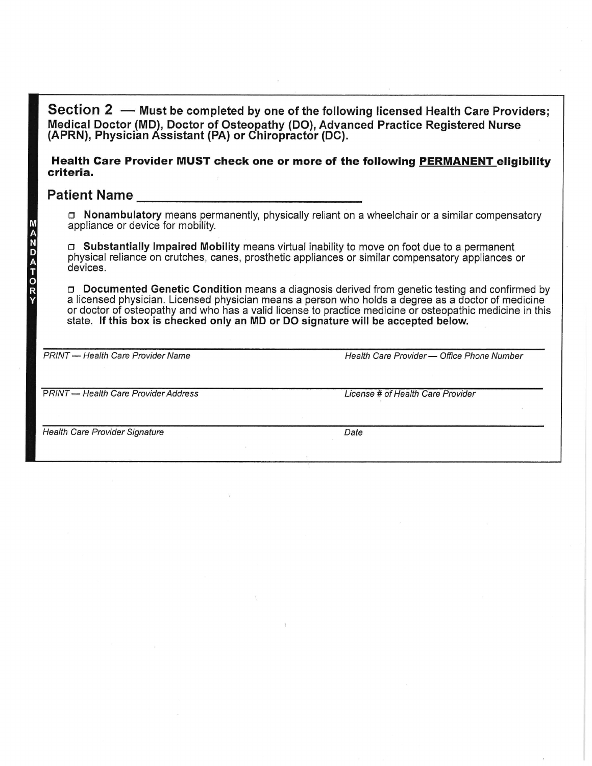## Section 2 — Must be completed by one of the following licensed Health Care Providers; Medical Doctor (MD), Doctor of Osteopathy (DO), Advanced Practice Registered Nurse (APRN), Physician Assistant (PA) or Chiropractor (DC).

**MANDATORY**

**Health Care Provider MUST check one or more of the following PERMANENT eligibility criteria.**

**Patient Name** ______________________________

- ☐ **Nonambulatory** means permanently, physically reliant on a wheelchair or a similar compensatory appliance or device for mobility.

- ☐ **Substantially Impaired Mobility** means virtual inability to move on foot due to a permanent physical reliance on crutches, canes, prosthetic appliances or similar compensatory appliances or devices.

- ☐ **Documented Genetic Condition** means a diagnosis derived from genetic testing and confirmed by a licensed physician. Licensed physician means a person who holds a degree as a doctor of medicine or doctor of osteopathy and who has a valid license to practice medicine or osteopathic medicine in this state. **If this box is checked only an MD or DO signature will be accepted below.**

______________________________ ______________________________

*PRINT — Health Care Provider Name* *Health Care Provider — Office Phone Number*

______________________________ ______________________________

*PRINT — Health Care Provider Address* *License # of Health Care Provider*

______________________________ ______________________________

*Health Care Provider Signature* *Date*